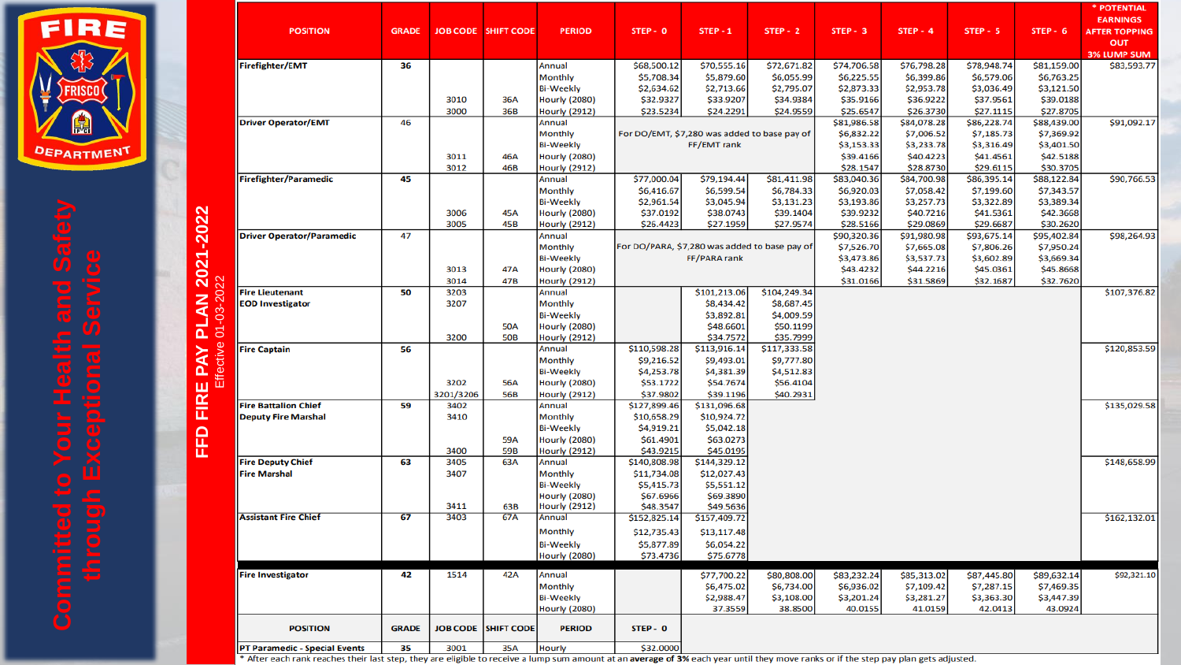# FFD FIRE PAY PLAN 2021-2022

Effective 01-03-2022

FIRE FRISCO DEPARTMENT

Committed to Your Health and Safety through Exceptional Service

| POSITION | GRADE | JOB CODE | SHIFT CODE | PERIOD | STEP - 0 | STEP - 1 | STEP - 2 | STEP - 3 | STEP - 4 | STEP - 5 | STEP - 6 | * POTENTIAL EARNINGS AFTER TOPPING OUT 3% LUMP SUM |
|---|---|---|---|---|---|---|---|---|---|---|---|---|
| Firefighter/EMT | 36 | | | Annual | $68,500.12 | $70,555.16 | $72,671.82 | $74,706.58 | $76,798.28 | $78,948.74 | $81,159.00 | $83,593.77 |
| | | | | Monthly | $5,708.34 | $5,879.60 | $6,055.99 | $6,225.55 | $6,399.86 | $6,579.06 | $6,763.25 | |
| | | | | Bi-Weekly | $2,634.62 | $2,713.66 | $2,795.07 | $2,873.33 | $2,953.78 | $3,036.49 | $3,121.50 | |
| | | 3010 | 36A | Hourly (2080) | $32.9327 | $33.9207 | $34.9384 | $35.9166 | $36.9222 | $37.9561 | $39.0188 | |
| | | 3000 | 36B | Hourly (2912) | $23.5234 | $24.2291 | $24.9559 | $25.6547 | $26.3730 | $27.1115 | $27.8705 | |
| Driver Operator/EMT | 46 | | | Annual | For DO/EMT, $7,280 was added to base pay of FF/EMT rank | | | $81,986.58 | $84,078.28 | $86,228.74 | $88,439.00 | $91,092.17 |
| | | | | Monthly | | | | $6,832.22 | $7,006.52 | $7,185.73 | $7,369.92 | |
| | | | | Bi-Weekly | | | | $3,153.33 | $3,233.78 | $3,316.49 | $3,401.50 | |
| | | 3011 | 46A | Hourly (2080) | | | | $39.4166 | $40.4223 | $41.4561 | $42.5188 | |
| | | 3012 | 46B | Hourly (2912) | | | | $28.1547 | $28.8730 | $29.6115 | $30.3705 | |
| Firefighter/Paramedic | 45 | | | Annual | $77,000.04 | $79,194.44 | $81,411.98 | $83,040.36 | $84,700.98 | $86,395.14 | $88,122.84 | $90,766.53 |
| | | | | Monthly | $6,416.67 | $6,599.54 | $6,784.33 | $6,920.03 | $7,058.42 | $7,199.60 | $7,343.57 | |
| | | | | Bi-Weekly | $2,961.54 | $3,045.94 | $3,131.23 | $3,193.86 | $3,257.73 | $3,322.89 | $3,389.34 | |
| | | 3006 | 45A | Hourly (2080) | $37.0192 | $38.0743 | $39.1404 | $39.9232 | $40.7216 | $41.5361 | $42.3668 | |
| | | 3005 | 45B | Hourly (2912) | $26.4423 | $27.1959 | $27.9574 | $28.5166 | $29.0869 | $29.6687 | $30.2620 | |
| Driver Operator/Paramedic | 47 | | | Annual | For DO/PARA, $7,280 was added to base pay of FF/PARA rank | | | $90,320.36 | $91,980.98 | $93,675.14 | $95,402.84 | $98,264.93 |
| | | | | Monthly | | | | $7,526.70 | $7,665.08 | $7,806.26 | $7,950.24 | |
| | | | | Bi-Weekly | | | | $3,473.86 | $3,537.73 | $3,602.89 | $3,669.34 | |
| | | 3013 | 47A | Hourly (2080) | | | | $43.4232 | $44.2216 | $45.0361 | $45.8668 | |
| | | 3014 | 47B | Hourly (2912) | | | | $31.0166 | $31.5869 | $32.1687 | $32.7620 | |
| Fire Lieutenant | 50 | 3203 | | Annual | | $101,213.06 | $104,249.34 | | | | | $107,376.82 |
| EOD Investigator | | 3207 | | Monthly | | $8,434.42 | $8,687.45 | | | | | |
| | | | | Bi-Weekly | | $3,892.81 | $4,009.59 | | | | | |
| | | | 50A | Hourly (2080) | | $48.6601 | $50.1199 | | | | | |
| | | 3200 | 50B | Hourly (2912) | | $34.7572 | $35.7999 | | | | | |
| Fire Captain | 56 | | | Annual | $110,598.28 | $113,916.14 | $117,333.58 | | | | | $120,853.59 |
| | | | | Monthly | $9,216.52 | $9,493.01 | $9,777.80 | | | | | |
| | | | | Bi-Weekly | $4,253.78 | $4,381.39 | $4,512.83 | | | | | |
| | | 3202 | 56A | Hourly (2080) | $53.1722 | $54.7674 | $56.4104 | | | | | |
| | | 3201/3206 | 56B | Hourly (2912) | $37.9802 | $39.1196 | $40.2931 | | | | | |
| Fire Battalion Chief | 59 | 3402 | | Annual | $127,899.46 | $131,096.68 | | | | | | $135,029.58 |
| Deputy Fire Marshal | | 3410 | | Monthly | $10,658.29 | $10,924.72 | | | | | | |
| | | | | Bi-Weekly | $4,919.21 | $5,042.18 | | | | | | |
| | | | 59A | Hourly (2080) | $61.4901 | $63.0273 | | | | | | |
| | | 3400 | 59B | Hourly (2912) | $43.9215 | $45.0195 | | | | | | |
| Fire Deputy Chief | 63 | 3405 | 63A | Annual | $140,808.98 | $144,329.12 | | | | | | $148,658.99 |
| Fire Marshal | | 3407 | | Monthly | $11,734.08 | $12,027.43 | | | | | | |
| | | | | Bi-Weekly | $5,415.73 | $5,551.12 | | | | | | |
| | | | | Hourly (2080) | $67.6966 | $69.3890 | | | | | | |
| | | 3411 | 63B | Hourly (2912) | $48.3547 | $49.5636 | | | | | | |
| Assistant Fire Chief | 67 | 3403 | 67A | Annual | $152,825.14 | $157,409.72 | | | | | | $162,132.01 |
| | | | | Monthly | $12,735.43 | $13,117.48 | | | | | | |
| | | | | Bi-Weekly | $5,877.89 | $6,054.22 | | | | | | |
| | | | | Hourly (2080) | $73.4736 | $75.6778 | | | | | | |
| Fire Investigator | 42 | 1514 | 42A | Annual | | $77,700.22 | $80,808.00 | $83,232.24 | $85,313.02 | $87,445.80 | $89,632.14 | $92,321.10 |
| | | | | Monthly | | $6,475.02 | $6,734.00 | $6,936.02 | $7,109.42 | $7,287.15 | $7,469.35 | |
| | | | | Bi-Weekly | | $2,988.47 | $3,108.00 | $3,201.24 | $3,281.27 | $3,363.30 | $3,447.39 | |
| | | | | Hourly (2080) | | 37.3559 | 38.8500 | 40.0155 | 41.0159 | 42.0413 | 43.0924 | |

| POSITION | GRADE | JOB CODE | SHIFT CODE | PERIOD | STEP - 0 |
|---|---|---|---|---|---|
| PT Paramedic - Special Events | 35 | 3001 | 35A | Hourly | $32.0000 |

* After each rank reaches their last step, they are eligible to receive a lump sum amount at an **average of 3%** each year until they move ranks or if the step pay plan gets adjusted.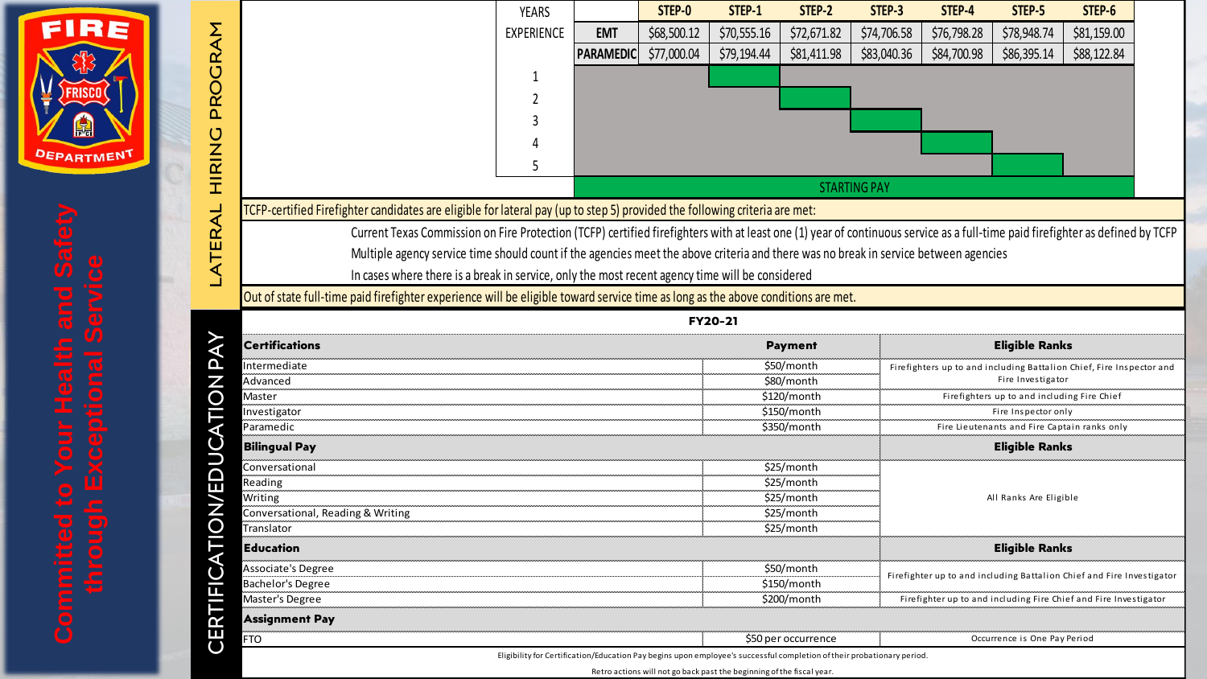FIRE FRISCO DEPARTMENT

Committed to Your Health and Safety through Exceptional Service

## LATERAL HIRING PROGRAM

| YEARS EXPERIENCE | | STEP-0 | STEP-1 | STEP-2 | STEP-3 | STEP-4 | STEP-5 | STEP-6 |
|---|---|---|---|---|---|---|---|---|
| | EMT | $68,500.12 | $70,555.16 | $72,671.82 | $74,706.58 | $76,798.28 | $78,948.74 | $81,159.00 |
| | PARAMEDIC | $77,000.04 | $79,194.44 | $81,411.98 | $83,040.36 | $84,700.98 | $86,395.14 | $88,122.84 |
| 1 | | | STARTING PAY | | | | | |
| 2 | | | | STARTING PAY | | | | |
| 3 | | | | | STARTING PAY | | | |
| 4 | | | | | | STARTING PAY | | |
| 5 | | | | | | | STARTING PAY | |

TCFP-certified Firefighter candidates are eligible for lateral pay (up to step 5) provided the following criteria are met:

- Current Texas Commission on Fire Protection (TCFP) certified firefighters with at least one (1) year of continuous service as a full-time paid firefighter as defined by TCFP
- Multiple agency service time should count if the agencies meet the above criteria and there was no break in service between agencies
- In cases where there is a break in service, only the most recent agency time will be considered

Out of state full-time paid firefighter experience will be eligible toward service time as long as the above conditions are met.

## CERTIFICATION/EDUCATION PAY

**FY20-21**

| Certifications | Payment | Eligible Ranks |
|---|---|---|
| Intermediate | $50/month | Firefighters up to and including Battalion Chief, Fire Inspector and Fire Investigator |
| Advanced | $80/month | Firefighters up to and including Battalion Chief, Fire Inspector and Fire Investigator |
| Master | $120/month | Firefighters up to and including Fire Chief |
| Investigator | $150/month | Fire Inspector only |
| Paramedic | $350/month | Fire Lieutenants and Fire Captain ranks only |
| **Bilingual Pay** | | **Eligible Ranks** |
| Conversational | $25/month | All Ranks Are Eligible |
| Reading | $25/month | All Ranks Are Eligible |
| Writing | $25/month | All Ranks Are Eligible |
| Conversational, Reading & Writing | $25/month | All Ranks Are Eligible |
| Translator | $25/month | All Ranks Are Eligible |
| **Education** | | **Eligible Ranks** |
| Associate's Degree | $50/month | Firefighter up to and including Battalion Chief and Fire Investigator |
| Bachelor's Degree | $150/month | Firefighter up to and including Battalion Chief and Fire Investigator |
| Master's Degree | $200/month | Firefighter up to and including Fire Chief and Fire Investigator |
| **Assignment Pay** | | |
| FTO | $50 per occurrence | Occurrence is One Pay Period |

Eligibility for Certification/Education Pay begins upon employee's successful completion of their probationary period.

Retro actions will not go back past the beginning of the fiscal year.